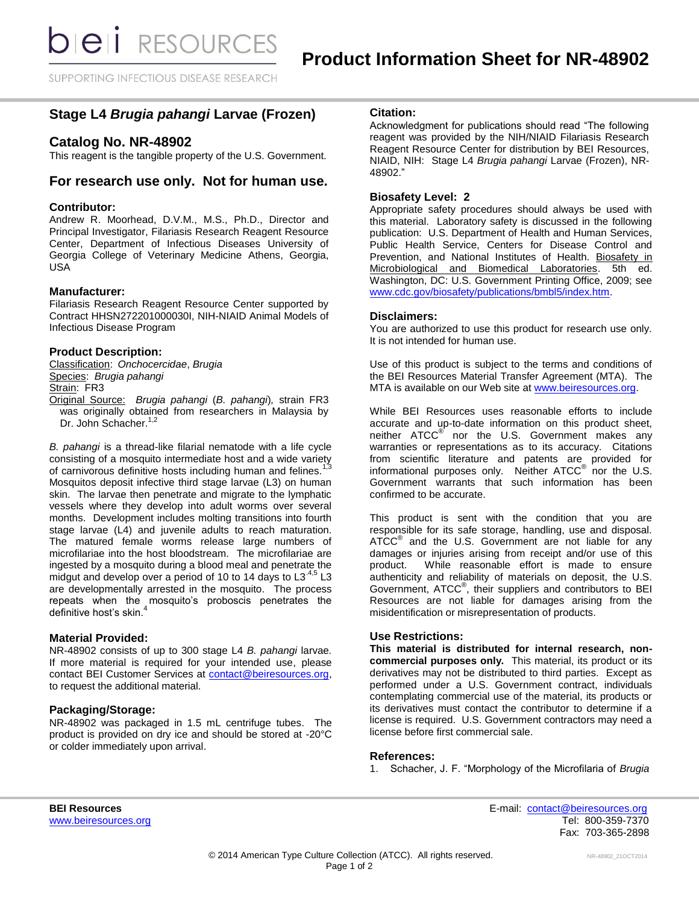# Product Information Sheet for NR-48902

## Stage L4 *Brugia pahangi* Larvae (Frozen)

## Catalog No. NR-48902

This reagent is the tangible property of the U.S. Government.

## For research use only. Not for human use.

### Contributor:

Andrew R. Moorhead, D.V.M., M.S., Ph.D., Director and Principal Investigator, Filariasis Research Reagent Resource Center, Department of Infectious Diseases University of Georgia College of Veterinary Medicine Athens, Georgia, USA

### Manufacturer:

Filariasis Research Reagent Resource Center supported by Contract HHSN272201000030I, NIH-NIAID Animal Models of Infectious Disease Program

### Product Description:

Classification: *Onchocercidae*, *Brugia*
Species: *Brugia pahangi*
Strain: FR3
Original Source: *Brugia pahangi* (*B. pahangi*), strain FR3 was originally obtained from researchers in Malaysia by Dr. John Schacher.[1,2]

*B. pahangi* is a thread-like filarial nematode with a life cycle consisting of a mosquito intermediate host and a wide variety of carnivorous definitive hosts including human and felines.[1,3] Mosquitos deposit infective third stage larvae (L3) on human skin. The larvae then penetrate and migrate to the lymphatic vessels where they develop into adult worms over several months. Development includes molting transitions into fourth stage larvae (L4) and juvenile adults to reach maturation. The matured female worms release large numbers of microfilariae into the host bloodstream. The microfilariae are ingested by a mosquito during a blood meal and penetrate the midgut and develop over a period of 10 to 14 days to L3.[4,5] L3 are developmentally arrested in the mosquito. The process repeats when the mosquito's proboscis penetrates the definitive host's skin.[4]

### Material Provided:

NR-48902 consists of up to 300 stage L4 *B. pahangi* larvae. If more material is required for your intended use, please contact BEI Customer Services at contact@beiresources.org, to request the additional material.

### Packaging/Storage:

NR-48902 was packaged in 1.5 mL centrifuge tubes. The product is provided on dry ice and should be stored at -20°C or colder immediately upon arrival.

### Citation:

Acknowledgment for publications should read "The following reagent was provided by the NIH/NIAID Filariasis Research Reagent Resource Center for distribution by BEI Resources, NIAID, NIH: Stage L4 *Brugia pahangi* Larvae (Frozen), NR-48902."

### Biosafety Level: 2

Appropriate safety procedures should always be used with this material. Laboratory safety is discussed in the following publication: U.S. Department of Health and Human Services, Public Health Service, Centers for Disease Control and Prevention, and National Institutes of Health. Biosafety in Microbiological and Biomedical Laboratories. 5th ed. Washington, DC: U.S. Government Printing Office, 2009; see www.cdc.gov/biosafety/publications/bmbl5/index.htm.

### Disclaimers:

You are authorized to use this product for research use only. It is not intended for human use.

Use of this product is subject to the terms and conditions of the BEI Resources Material Transfer Agreement (MTA). The MTA is available on our Web site at www.beiresources.org.

While BEI Resources uses reasonable efforts to include accurate and up-to-date information on this product sheet, neither ATCC® nor the U.S. Government makes any warranties or representations as to its accuracy. Citations from scientific literature and patents are provided for informational purposes only. Neither ATCC® nor the U.S. Government warrants that such information has been confirmed to be accurate.

This product is sent with the condition that you are responsible for its safe storage, handling, use and disposal. ATCC® and the U.S. Government are not liable for any damages or injuries arising from receipt and/or use of this product. While reasonable effort is made to ensure authenticity and reliability of materials on deposit, the U.S. Government, ATCC®, their suppliers and contributors to BEI Resources are not liable for damages arising from the misidentification or misrepresentation of products.

### Use Restrictions:

**This material is distributed for internal research, non-commercial purposes only.** This material, its product or its derivatives may not be distributed to third parties. Except as performed under a U.S. Government contract, individuals contemplating commercial use of the material, its products or its derivatives must contact the contributor to determine if a license is required. U.S. Government contractors may need a license before first commercial sale.

### References:

1. Schacher, J. F. "Morphology of the Microfilaria of *Brugia*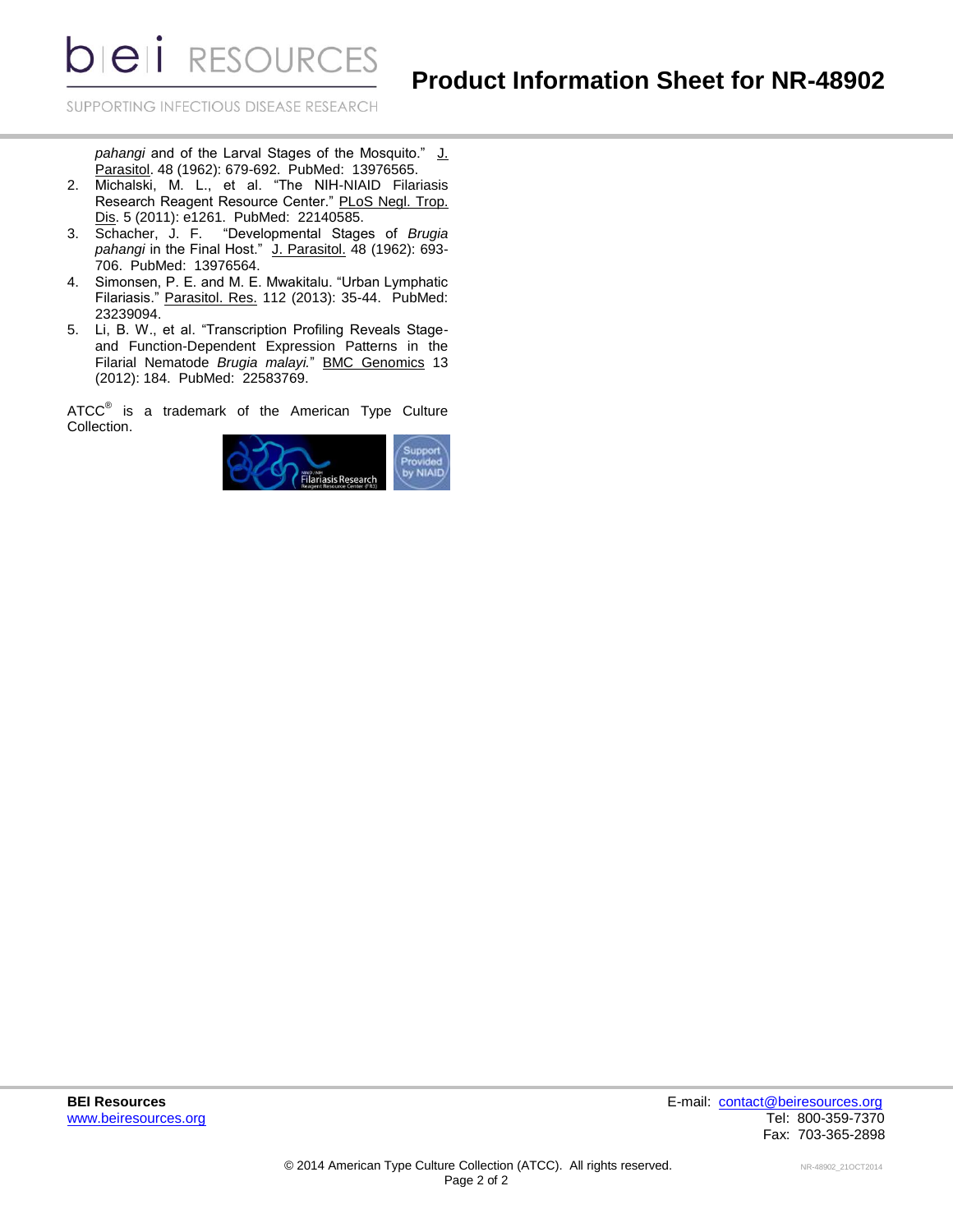*pahangi* and of the Larval Stages of the Mosquito." J. Parasitol. 48 (1962): 679-692. PubMed: 13976565.

2. Michalski, M. L., et al. "The NIH-NIAID Filariasis Research Reagent Resource Center." PLoS Negl. Trop. Dis. 5 (2011): e1261. PubMed: 22140585.
3. Schacher, J. F. "Developmental Stages of *Brugia pahangi* in the Final Host." J. Parasitol. 48 (1962): 693-706. PubMed: 13976564.
4. Simonsen, P. E. and M. E. Mwakitalu. "Urban Lymphatic Filariasis." Parasitol. Res. 112 (2013): 35-44. PubMed: 23239094.
5. Li, B. W., et al. "Transcription Profiling Reveals Stage- and Function-Dependent Expression Patterns in the Filarial Nematode *Brugia malayi.*" BMC Genomics 13 (2012): 184. PubMed: 22583769.

ATCC® is a trademark of the American Type Culture Collection.

**BEI Resources**
www.beiresources.org

E-mail: contact@beiresources.org
Tel: 800-359-7370
Fax: 703-365-2898

© 2014 American Type Culture Collection (ATCC). All rights reserved.

NR-48902_21OCT2014